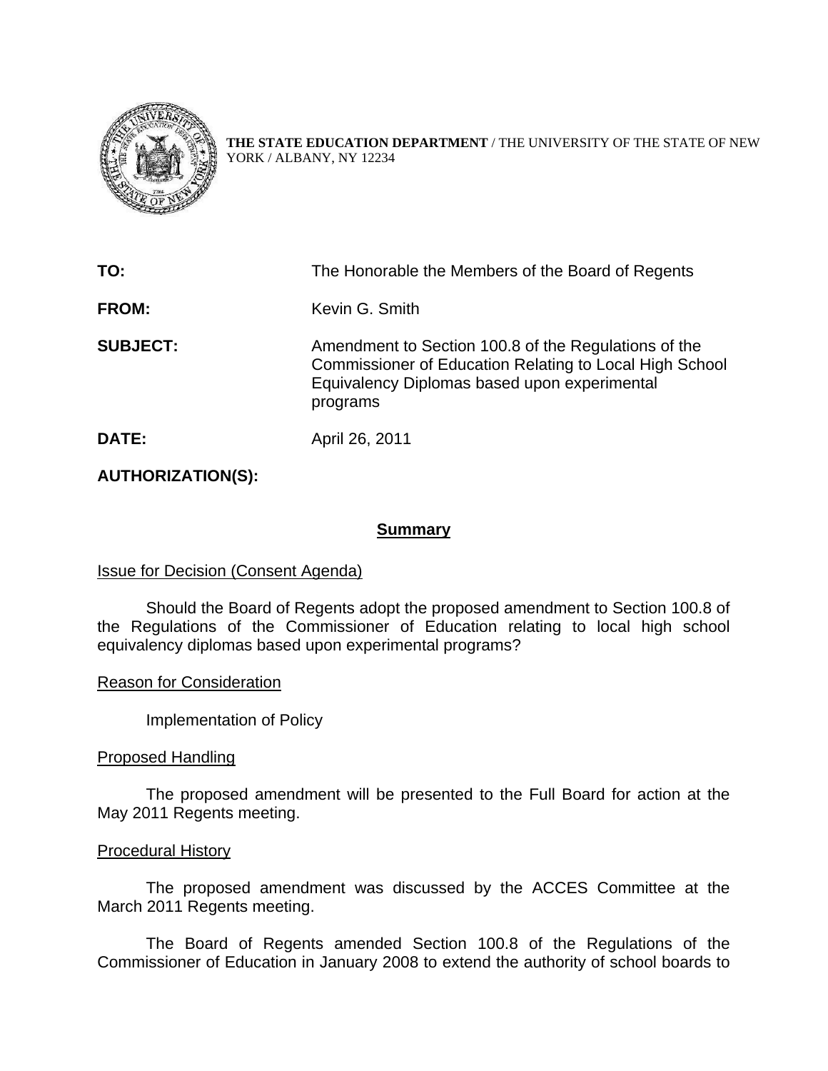**THE STATE EDUCATION DEPARTMENT** / THE UNIVERSITY OF THE STATE OF NEW YORK / ALBANY, NY 12234

**TO:** The Honorable the Members of the Board of Regents

**FROM:** Kevin G. Smith

**SUBJECT:** Amendment to Section 100.8 of the Regulations of the Commissioner of Education Relating to Local High School Equivalency Diplomas based upon experimental programs

**DATE:** April 26, 2011

**AUTHORIZATION(S):**

## Summary

Issue for Decision (Consent Agenda)

Should the Board of Regents adopt the proposed amendment to Section 100.8 of the Regulations of the Commissioner of Education relating to local high school equivalency diplomas based upon experimental programs?

Reason for Consideration

Implementation of Policy

Proposed Handling

The proposed amendment will be presented to the Full Board for action at the May 2011 Regents meeting.

Procedural History

The proposed amendment was discussed by the ACCES Committee at the March 2011 Regents meeting.

The Board of Regents amended Section 100.8 of the Regulations of the Commissioner of Education in January 2008 to extend the authority of school boards to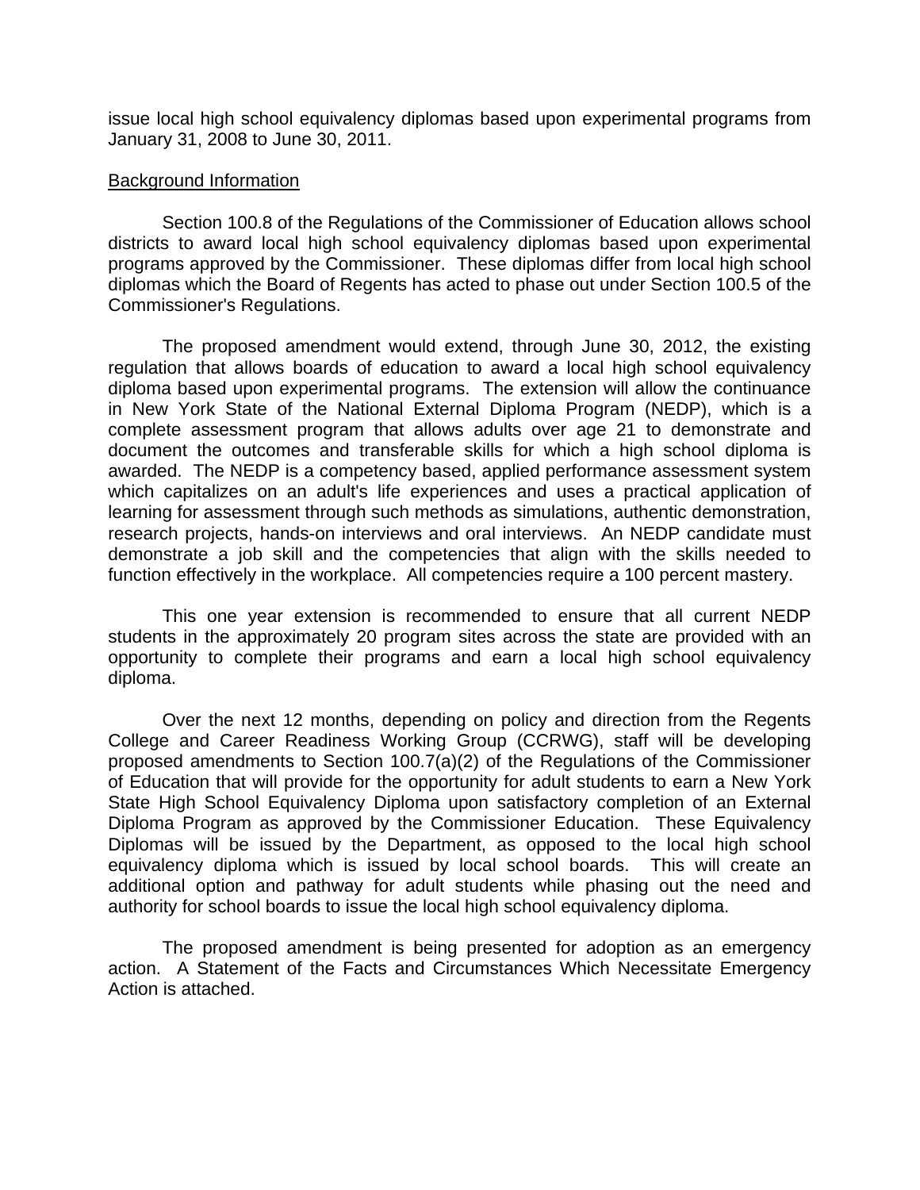issue local high school equivalency diplomas based upon experimental programs from January 31, 2008 to June 30, 2011.

Background Information

Section 100.8 of the Regulations of the Commissioner of Education allows school districts to award local high school equivalency diplomas based upon experimental programs approved by the Commissioner. These diplomas differ from local high school diplomas which the Board of Regents has acted to phase out under Section 100.5 of the Commissioner's Regulations.

The proposed amendment would extend, through June 30, 2012, the existing regulation that allows boards of education to award a local high school equivalency diploma based upon experimental programs. The extension will allow the continuance in New York State of the National External Diploma Program (NEDP), which is a complete assessment program that allows adults over age 21 to demonstrate and document the outcomes and transferable skills for which a high school diploma is awarded. The NEDP is a competency based, applied performance assessment system which capitalizes on an adult's life experiences and uses a practical application of learning for assessment through such methods as simulations, authentic demonstration, research projects, hands-on interviews and oral interviews. An NEDP candidate must demonstrate a job skill and the competencies that align with the skills needed to function effectively in the workplace. All competencies require a 100 percent mastery.

This one year extension is recommended to ensure that all current NEDP students in the approximately 20 program sites across the state are provided with an opportunity to complete their programs and earn a local high school equivalency diploma.

Over the next 12 months, depending on policy and direction from the Regents College and Career Readiness Working Group (CCRWG), staff will be developing proposed amendments to Section 100.7(a)(2) of the Regulations of the Commissioner of Education that will provide for the opportunity for adult students to earn a New York State High School Equivalency Diploma upon satisfactory completion of an External Diploma Program as approved by the Commissioner Education. These Equivalency Diplomas will be issued by the Department, as opposed to the local high school equivalency diploma which is issued by local school boards. This will create an additional option and pathway for adult students while phasing out the need and authority for school boards to issue the local high school equivalency diploma.

The proposed amendment is being presented for adoption as an emergency action. A Statement of the Facts and Circumstances Which Necessitate Emergency Action is attached.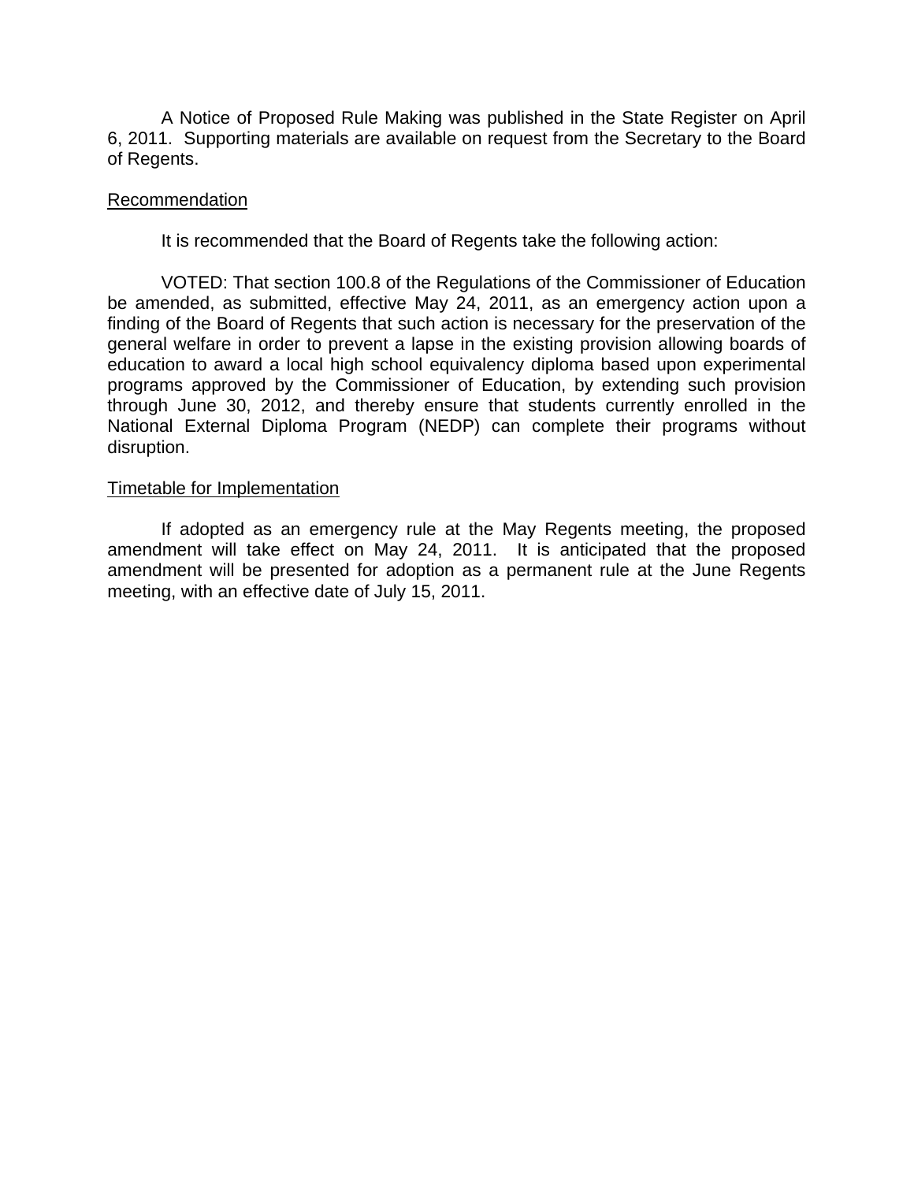A Notice of Proposed Rule Making was published in the State Register on April 6, 2011. Supporting materials are available on request from the Secretary to the Board of Regents.

## Recommendation

It is recommended that the Board of Regents take the following action:

VOTED: That section 100.8 of the Regulations of the Commissioner of Education be amended, as submitted, effective May 24, 2011, as an emergency action upon a finding of the Board of Regents that such action is necessary for the preservation of the general welfare in order to prevent a lapse in the existing provision allowing boards of education to award a local high school equivalency diploma based upon experimental programs approved by the Commissioner of Education, by extending such provision through June 30, 2012, and thereby ensure that students currently enrolled in the National External Diploma Program (NEDP) can complete their programs without disruption.

## Timetable for Implementation

If adopted as an emergency rule at the May Regents meeting, the proposed amendment will take effect on May 24, 2011. It is anticipated that the proposed amendment will be presented for adoption as a permanent rule at the June Regents meeting, with an effective date of July 15, 2011.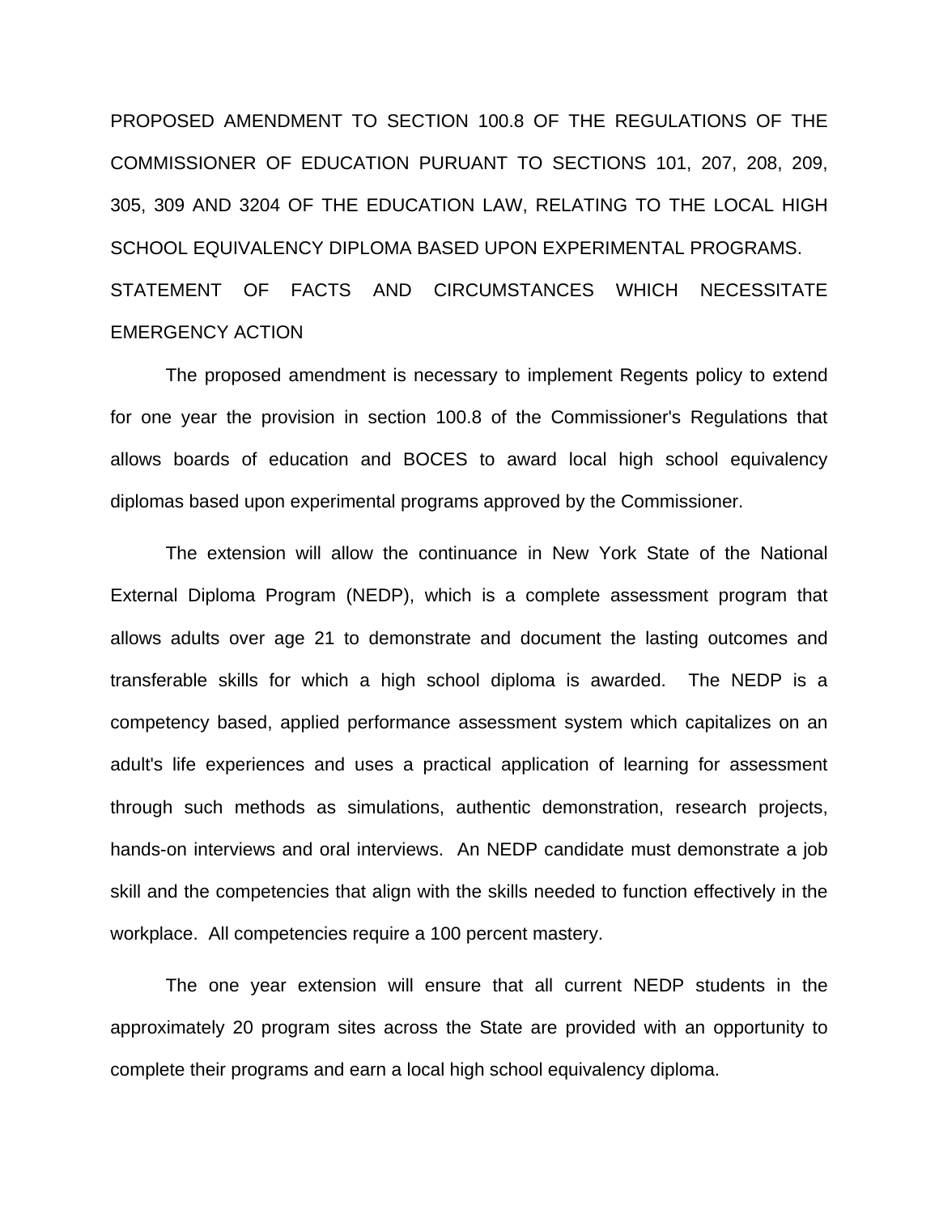PROPOSED AMENDMENT TO SECTION 100.8 OF THE REGULATIONS OF THE COMMISSIONER OF EDUCATION PURUANT TO SECTIONS 101, 207, 208, 209, 305, 309 AND 3204 OF THE EDUCATION LAW, RELATING TO THE LOCAL HIGH SCHOOL EQUIVALENCY DIPLOMA BASED UPON EXPERIMENTAL PROGRAMS.

STATEMENT OF FACTS AND CIRCUMSTANCES WHICH NECESSITATE EMERGENCY ACTION

The proposed amendment is necessary to implement Regents policy to extend for one year the provision in section 100.8 of the Commissioner's Regulations that allows boards of education and BOCES to award local high school equivalency diplomas based upon experimental programs approved by the Commissioner.

The extension will allow the continuance in New York State of the National External Diploma Program (NEDP), which is a complete assessment program that allows adults over age 21 to demonstrate and document the lasting outcomes and transferable skills for which a high school diploma is awarded. The NEDP is a competency based, applied performance assessment system which capitalizes on an adult's life experiences and uses a practical application of learning for assessment through such methods as simulations, authentic demonstration, research projects, hands-on interviews and oral interviews. An NEDP candidate must demonstrate a job skill and the competencies that align with the skills needed to function effectively in the workplace. All competencies require a 100 percent mastery.

The one year extension will ensure that all current NEDP students in the approximately 20 program sites across the State are provided with an opportunity to complete their programs and earn a local high school equivalency diploma.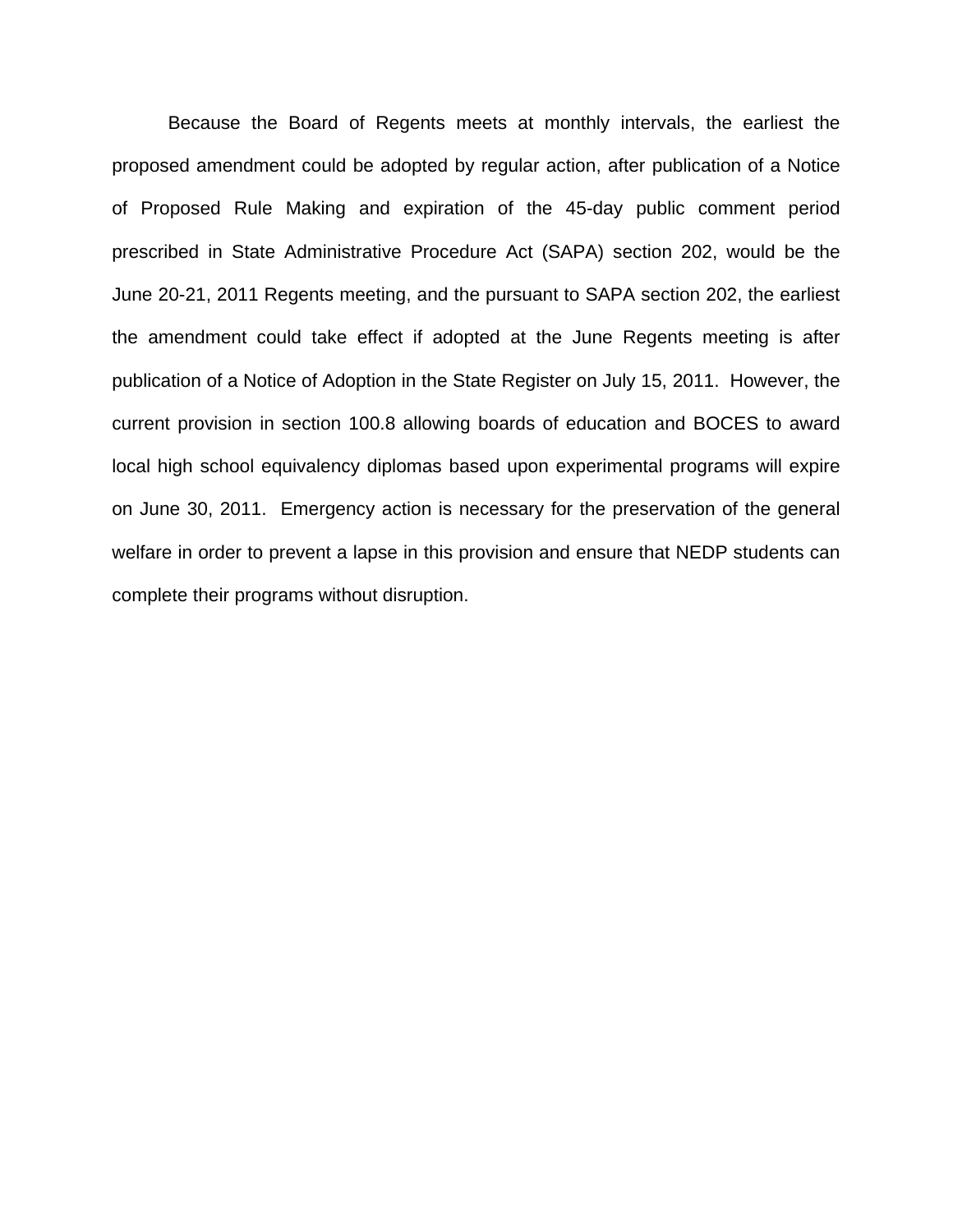Because the Board of Regents meets at monthly intervals, the earliest the proposed amendment could be adopted by regular action, after publication of a Notice of Proposed Rule Making and expiration of the 45-day public comment period prescribed in State Administrative Procedure Act (SAPA) section 202, would be the June 20-21, 2011 Regents meeting, and the pursuant to SAPA section 202, the earliest the amendment could take effect if adopted at the June Regents meeting is after publication of a Notice of Adoption in the State Register on July 15, 2011. However, the current provision in section 100.8 allowing boards of education and BOCES to award local high school equivalency diplomas based upon experimental programs will expire on June 30, 2011. Emergency action is necessary for the preservation of the general welfare in order to prevent a lapse in this provision and ensure that NEDP students can complete their programs without disruption.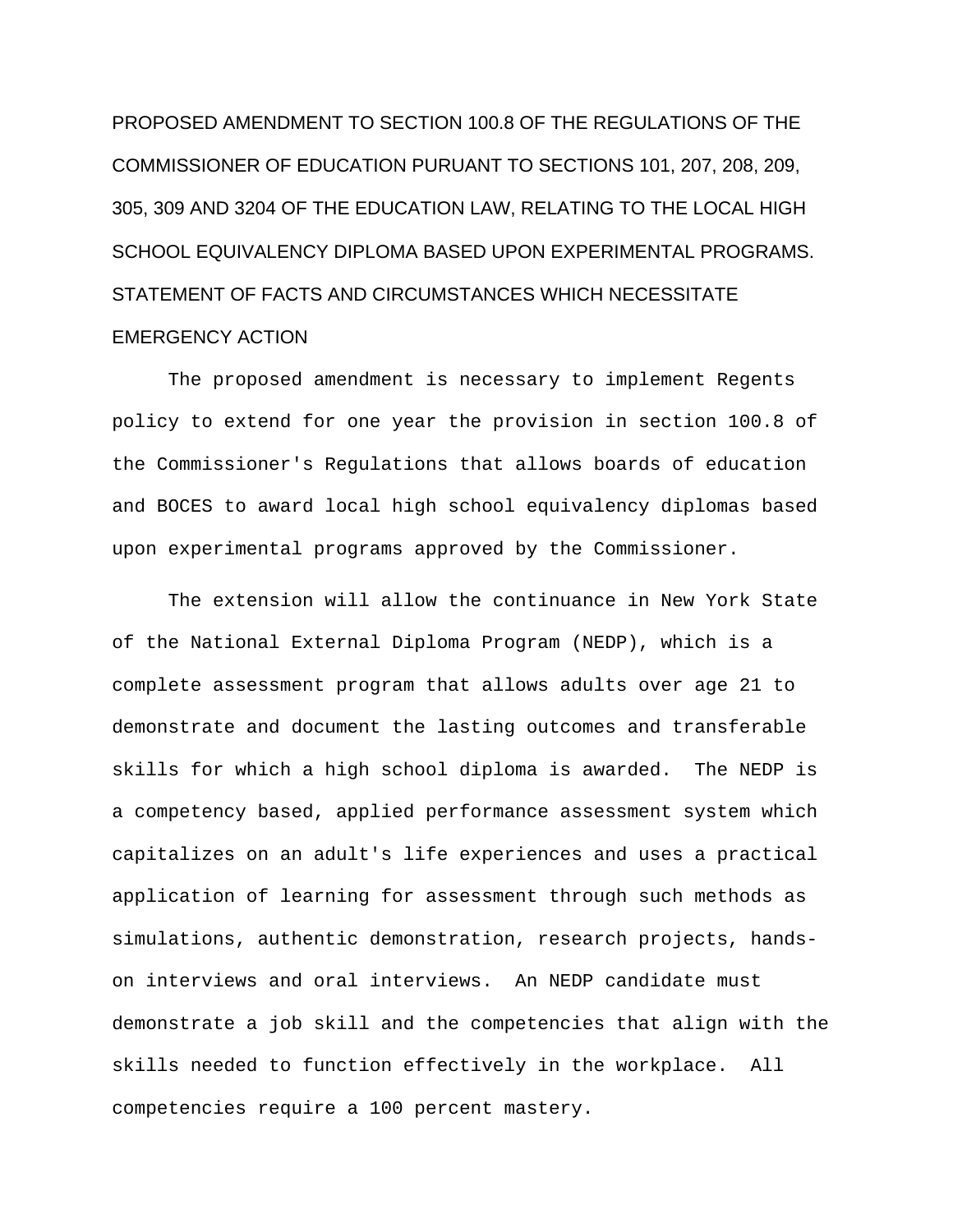PROPOSED AMENDMENT TO SECTION 100.8 OF THE REGULATIONS OF THE COMMISSIONER OF EDUCATION PURUANT TO SECTIONS 101, 207, 208, 209, 305, 309 AND 3204 OF THE EDUCATION LAW, RELATING TO THE LOCAL HIGH SCHOOL EQUIVALENCY DIPLOMA BASED UPON EXPERIMENTAL PROGRAMS.

STATEMENT OF FACTS AND CIRCUMSTANCES WHICH NECESSITATE EMERGENCY ACTION

The proposed amendment is necessary to implement Regents policy to extend for one year the provision in section 100.8 of the Commissioner's Regulations that allows boards of education and BOCES to award local high school equivalency diplomas based upon experimental programs approved by the Commissioner.

The extension will allow the continuance in New York State of the National External Diploma Program (NEDP), which is a complete assessment program that allows adults over age 21 to demonstrate and document the lasting outcomes and transferable skills for which a high school diploma is awarded. The NEDP is a competency based, applied performance assessment system which capitalizes on an adult's life experiences and uses a practical application of learning for assessment through such methods as simulations, authentic demonstration, research projects, hands-on interviews and oral interviews. An NEDP candidate must demonstrate a job skill and the competencies that align with the skills needed to function effectively in the workplace. All competencies require a 100 percent mastery.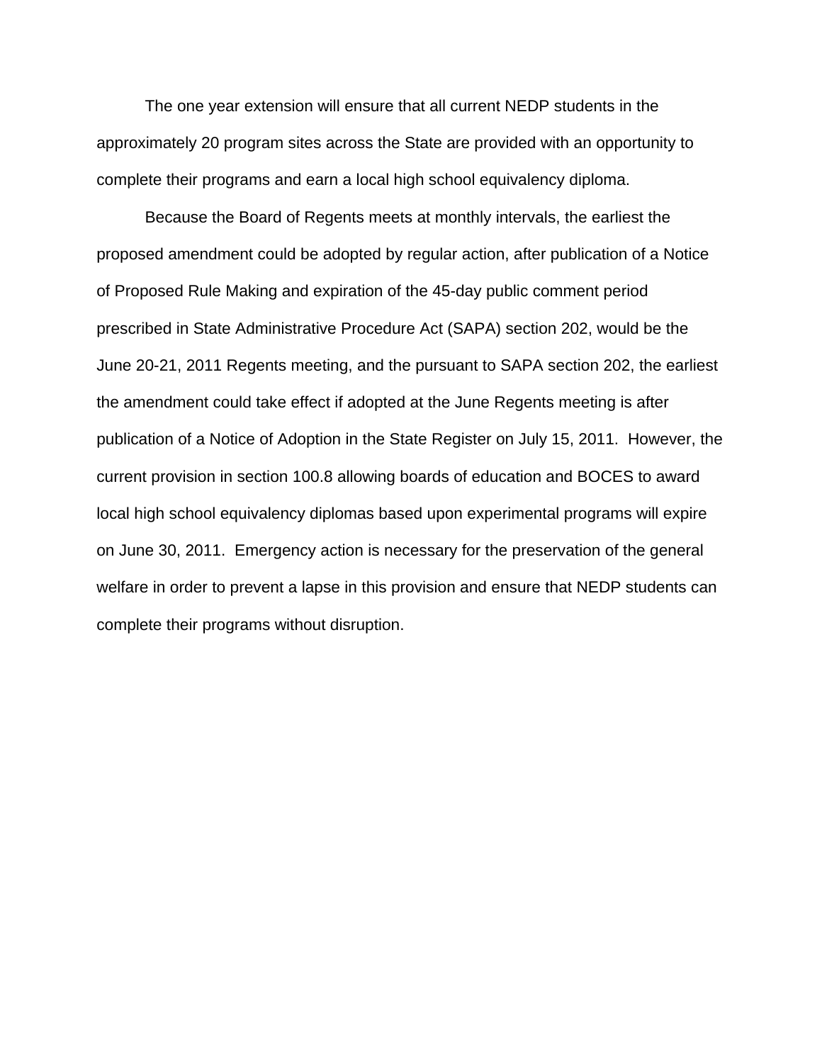The one year extension will ensure that all current NEDP students in the approximately 20 program sites across the State are provided with an opportunity to complete their programs and earn a local high school equivalency diploma.

Because the Board of Regents meets at monthly intervals, the earliest the proposed amendment could be adopted by regular action, after publication of a Notice of Proposed Rule Making and expiration of the 45-day public comment period prescribed in State Administrative Procedure Act (SAPA) section 202, would be the June 20-21, 2011 Regents meeting, and the pursuant to SAPA section 202, the earliest the amendment could take effect if adopted at the June Regents meeting is after publication of a Notice of Adoption in the State Register on July 15, 2011. However, the current provision in section 100.8 allowing boards of education and BOCES to award local high school equivalency diplomas based upon experimental programs will expire on June 30, 2011. Emergency action is necessary for the preservation of the general welfare in order to prevent a lapse in this provision and ensure that NEDP students can complete their programs without disruption.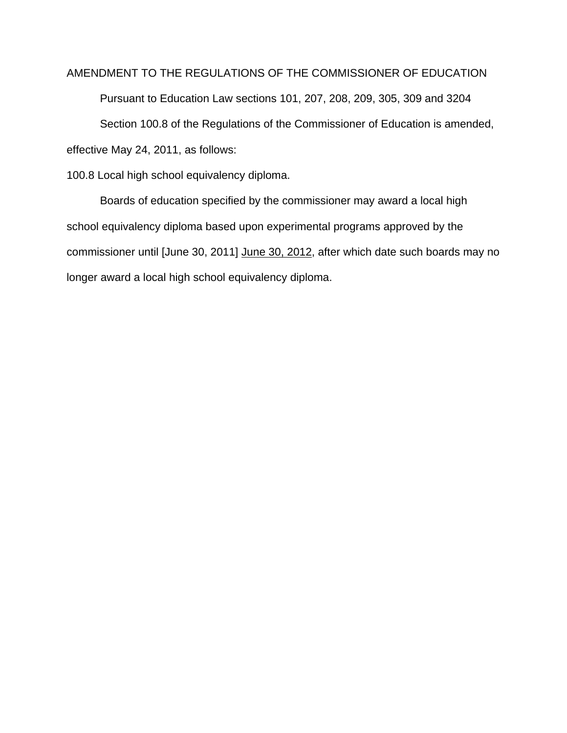AMENDMENT TO THE REGULATIONS OF THE COMMISSIONER OF EDUCATION

Pursuant to Education Law sections 101, 207, 208, 209, 305, 309 and 3204

Section 100.8 of the Regulations of the Commissioner of Education is amended, effective May 24, 2011, as follows:

100.8 Local high school equivalency diploma.

Boards of education specified by the commissioner may award a local high school equivalency diploma based upon experimental programs approved by the commissioner until [June 30, 2011] <u>June 30, 2012</u>, after which date such boards may no longer award a local high school equivalency diploma.